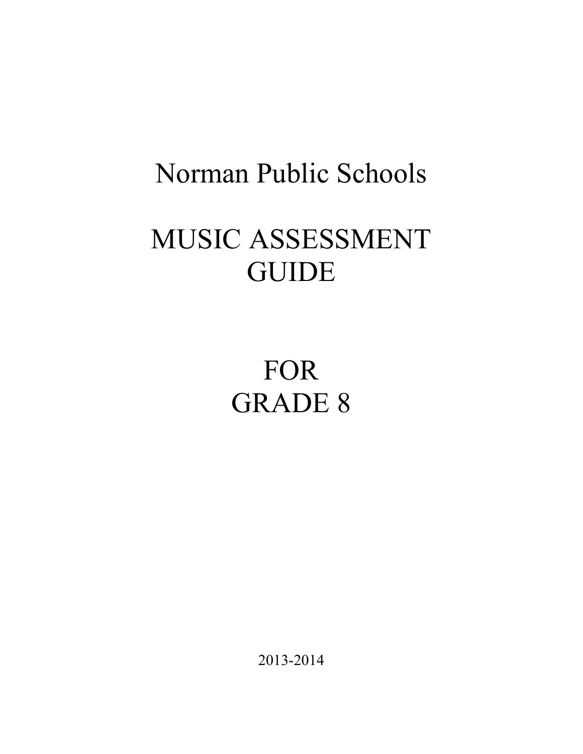# Norman Public Schools

# MUSIC ASSESSMENT GUIDE

# FOR GRADE 8

2013-2014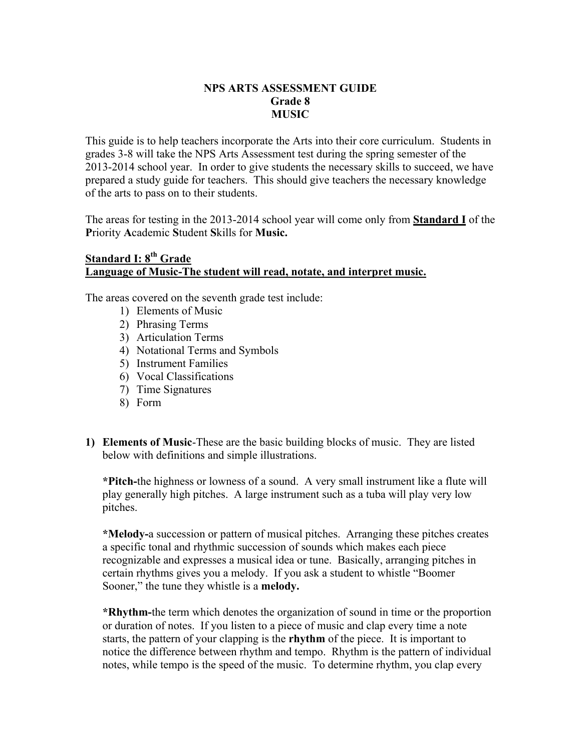**NPS ARTS ASSESSMENT GUIDE**
**Grade 8**
**MUSIC**

This guide is to help teachers incorporate the Arts into their core curriculum. Students in grades 3-8 will take the NPS Arts Assessment test during the spring semester of the 2013-2014 school year. In order to give students the necessary skills to succeed, we have prepared a study guide for teachers. This should give teachers the necessary knowledge of the arts to pass on to their students.

The areas for testing in the 2013-2014 school year will come only from **Standard I** of the **P**riority **A**cademic **S**tudent **S**kills for **Music.**

## Standard I: 8th Grade
## Language of Music-The student will read, notate, and interpret music.

The areas covered on the seventh grade test include:

1) Elements of Music
2) Phrasing Terms
3) Articulation Terms
4) Notational Terms and Symbols
5) Instrument Families
6) Vocal Classifications
7) Time Signatures
8) Form

1) **Elements of Music**-These are the basic building blocks of music. They are listed below with definitions and simple illustrations.

   ***Pitch-**the highness or lowness of a sound. A very small instrument like a flute will play generally high pitches. A large instrument such as a tuba will play very low pitches.

   ***Melody-**a succession or pattern of musical pitches. Arranging these pitches creates a specific tonal and rhythmic succession of sounds which makes each piece recognizable and expresses a musical idea or tune. Basically, arranging pitches in certain rhythms gives you a melody. If you ask a student to whistle "Boomer Sooner," the tune they whistle is a **melody.**

   ***Rhythm-**the term which denotes the organization of sound in time or the proportion or duration of notes. If you listen to a piece of music and clap every time a note starts, the pattern of your clapping is the **rhythm** of the piece. It is important to notice the difference between rhythm and tempo. Rhythm is the pattern of individual notes, while tempo is the speed of the music. To determine rhythm, you clap every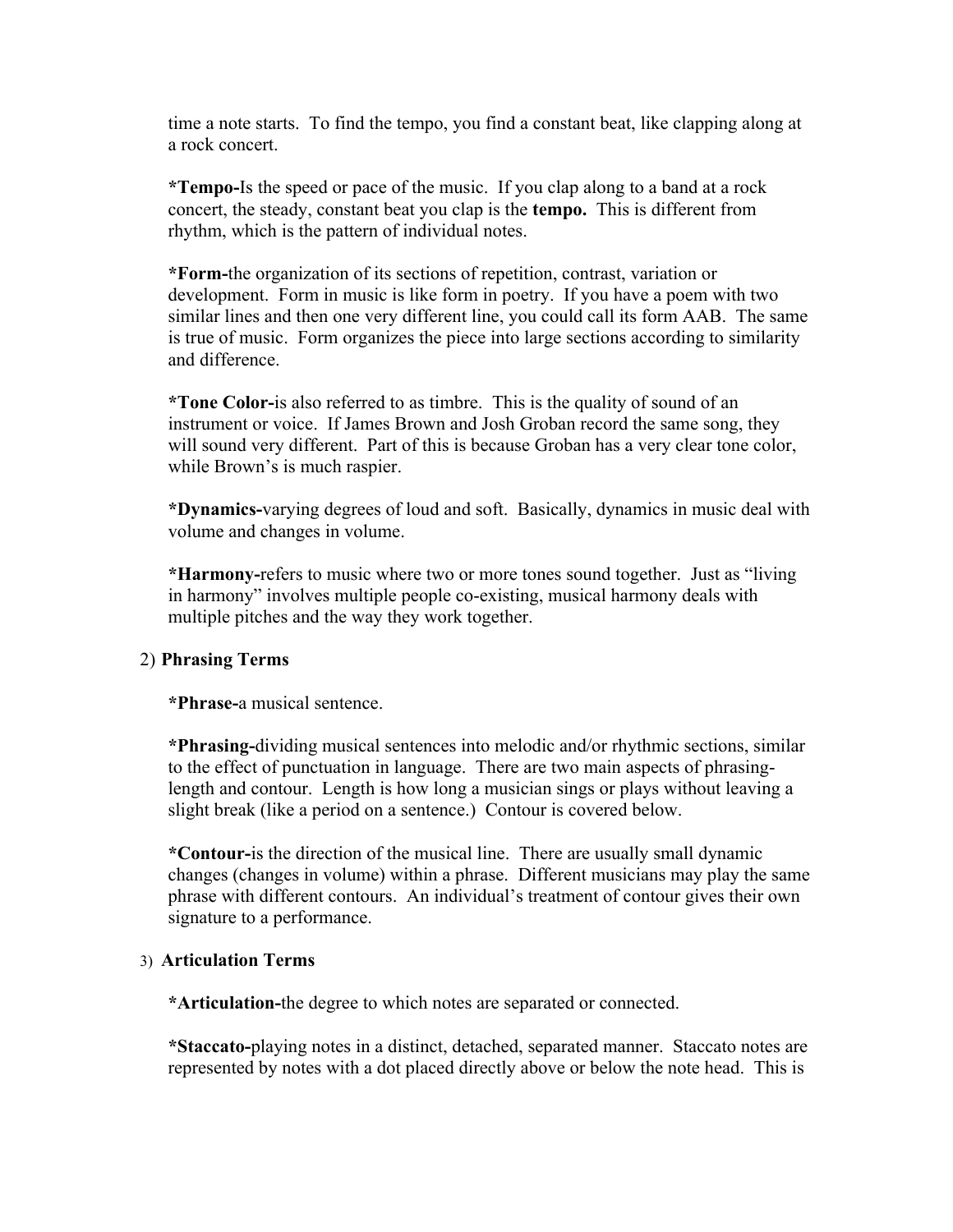time a note starts. To find the tempo, you find a constant beat, like clapping along at a rock concert.

***Tempo-**Is the speed or pace of the music. If you clap along to a band at a rock concert, the steady, constant beat you clap is the **tempo.** This is different from rhythm, which is the pattern of individual notes.

***Form-**the organization of its sections of repetition, contrast, variation or development. Form in music is like form in poetry. If you have a poem with two similar lines and then one very different line, you could call its form AAB. The same is true of music. Form organizes the piece into large sections according to similarity and difference.

***Tone Color-**is also referred to as timbre. This is the quality of sound of an instrument or voice. If James Brown and Josh Groban record the same song, they will sound very different. Part of this is because Groban has a very clear tone color, while Brown's is much raspier.

***Dynamics-**varying degrees of loud and soft. Basically, dynamics in music deal with volume and changes in volume.

***Harmony-**refers to music where two or more tones sound together. Just as "living in harmony" involves multiple people co-existing, musical harmony deals with multiple pitches and the way they work together.

2) **Phrasing Terms**

***Phrase-**a musical sentence.

***Phrasing-**dividing musical sentences into melodic and/or rhythmic sections, similar to the effect of punctuation in language. There are two main aspects of phrasing-length and contour. Length is how long a musician sings or plays without leaving a slight break (like a period on a sentence.) Contour is covered below.

***Contour-**is the direction of the musical line. There are usually small dynamic changes (changes in volume) within a phrase. Different musicians may play the same phrase with different contours. An individual's treatment of contour gives their own signature to a performance.

3) **Articulation Terms**

***Articulation-**the degree to which notes are separated or connected.

***Staccato-**playing notes in a distinct, detached, separated manner. Staccato notes are represented by notes with a dot placed directly above or below the note head. This is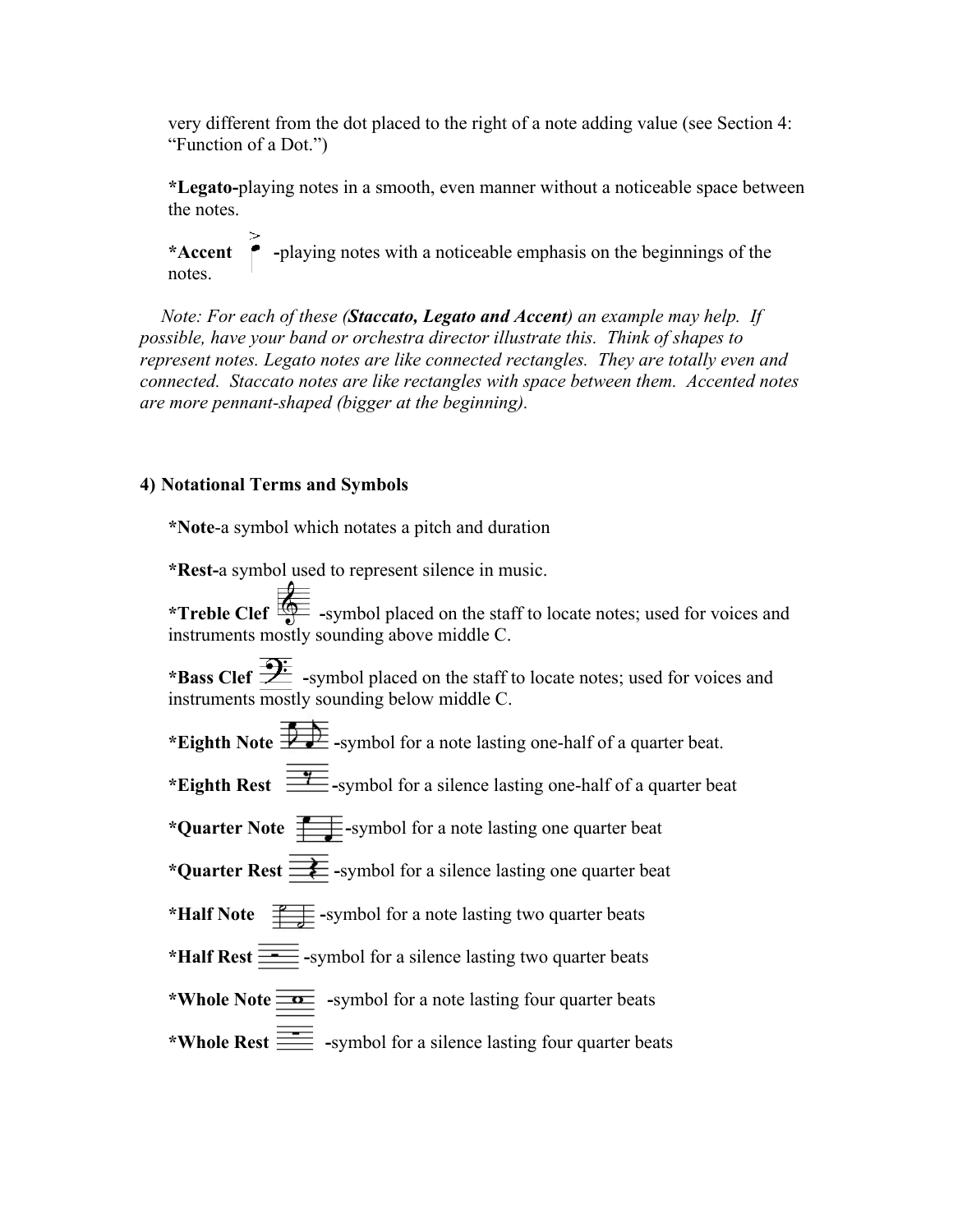very different from the dot placed to the right of a note adding value (see Section 4: "Function of a Dot.")

**\*Legato-**playing notes in a smooth, even manner without a noticeable space between the notes.

**\*Accent** -playing notes with a noticeable emphasis on the beginnings of the notes.

*Note: For each of these (**Staccato, Legato and Accent**) an example may help. If possible, have your band or orchestra director illustrate this. Think of shapes to represent notes. Legato notes are like connected rectangles. They are totally even and connected. Staccato notes are like rectangles with space between them. Accented notes are more pennant-shaped (bigger at the beginning).*

### 4) Notational Terms and Symbols

**\*Note**-a symbol which notates a pitch and duration

**\*Rest-**a symbol used to represent silence in music.

**\*Treble Clef** -symbol placed on the staff to locate notes; used for voices and instruments mostly sounding above middle C.

**\*Bass Clef** -symbol placed on the staff to locate notes; used for voices and instruments mostly sounding below middle C.

**\*Eighth Note** -symbol for a note lasting one-half of a quarter beat.

**\*Eighth Rest** -symbol for a silence lasting one-half of a quarter beat

**\*Quarter Note** -symbol for a note lasting one quarter beat

**\*Quarter Rest** -symbol for a silence lasting one quarter beat

**\*Half Note** -symbol for a note lasting two quarter beats

**\*Half Rest** -symbol for a silence lasting two quarter beats

**\*Whole Note** -symbol for a note lasting four quarter beats

**\*Whole Rest** -symbol for a silence lasting four quarter beats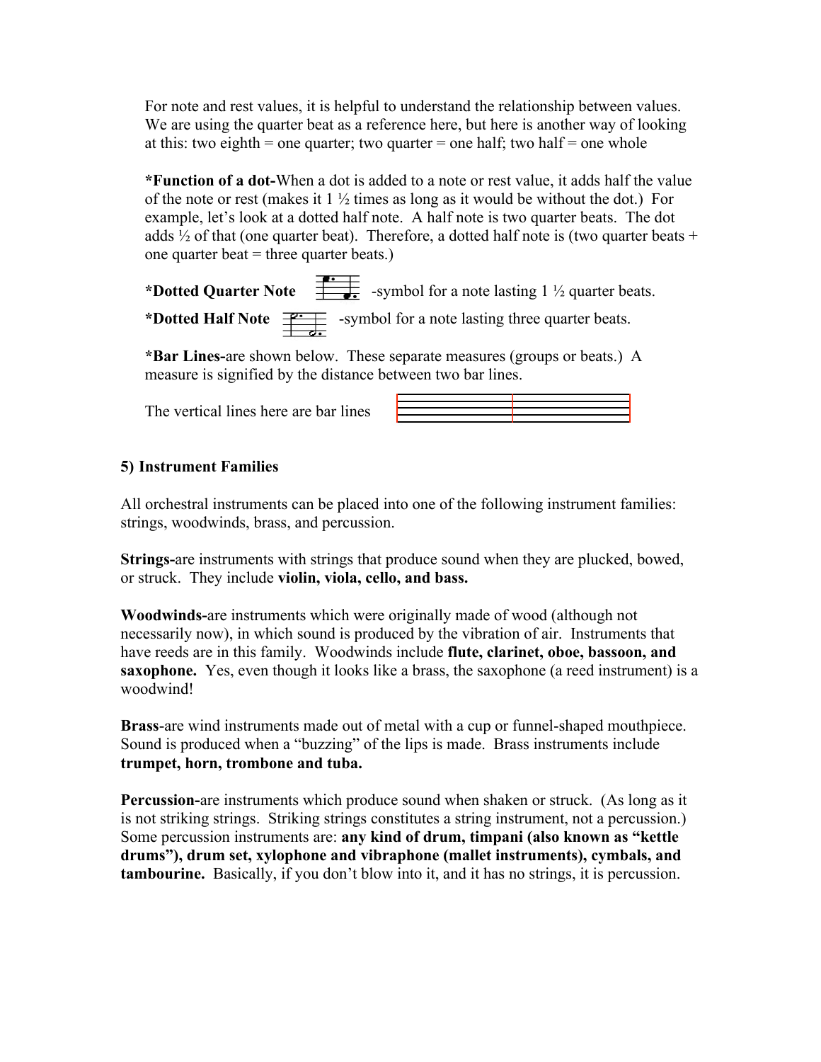For note and rest values, it is helpful to understand the relationship between values. We are using the quarter beat as a reference here, but here is another way of looking at this: two eighth = one quarter; two quarter = one half; two half = one whole

***Function of a dot-**When a dot is added to a note or rest value, it adds half the value of the note or rest (makes it 1 ½ times as long as it would be without the dot.) For example, let's look at a dotted half note. A half note is two quarter beats. The dot adds ½ of that (one quarter beat). Therefore, a dotted half note is (two quarter beats + one quarter beat = three quarter beats.)

***Dotted Quarter Note** -symbol for a note lasting 1 ½ quarter beats.

***Dotted Half Note** -symbol for a note lasting three quarter beats.

***Bar Lines-**are shown below. These separate measures (groups or beats.) A measure is signified by the distance between two bar lines.

The vertical lines here are bar lines

## 5) Instrument Families

All orchestral instruments can be placed into one of the following instrument families: strings, woodwinds, brass, and percussion.

**Strings-**are instruments with strings that produce sound when they are plucked, bowed, or struck. They include **violin, viola, cello, and bass.**

**Woodwinds-**are instruments which were originally made of wood (although not necessarily now), in which sound is produced by the vibration of air. Instruments that have reeds are in this family. Woodwinds include **flute, clarinet, oboe, bassoon, and saxophone.** Yes, even though it looks like a brass, the saxophone (a reed instrument) is a woodwind!

**Brass**-are wind instruments made out of metal with a cup or funnel-shaped mouthpiece. Sound is produced when a "buzzing" of the lips is made. Brass instruments include **trumpet, horn, trombone and tuba.**

**Percussion-**are instruments which produce sound when shaken or struck. (As long as it is not striking strings. Striking strings constitutes a string instrument, not a percussion.) Some percussion instruments are: **any kind of drum, timpani (also known as "kettle drums"), drum set, xylophone and vibraphone (mallet instruments), cymbals, and tambourine.** Basically, if you don't blow into it, and it has no strings, it is percussion.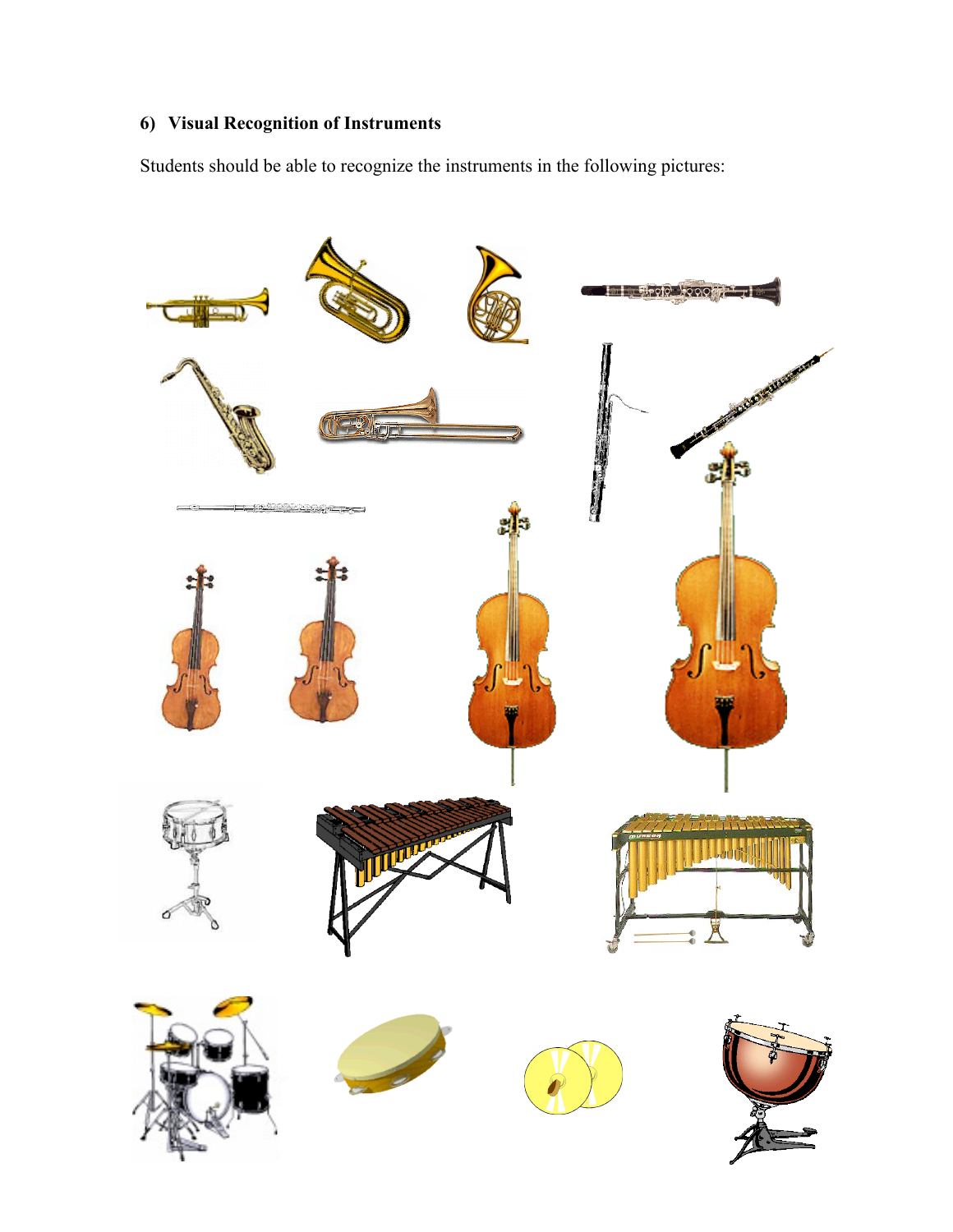### 6) Visual Recognition of Instruments

Students should be able to recognize the instruments in the following pictures: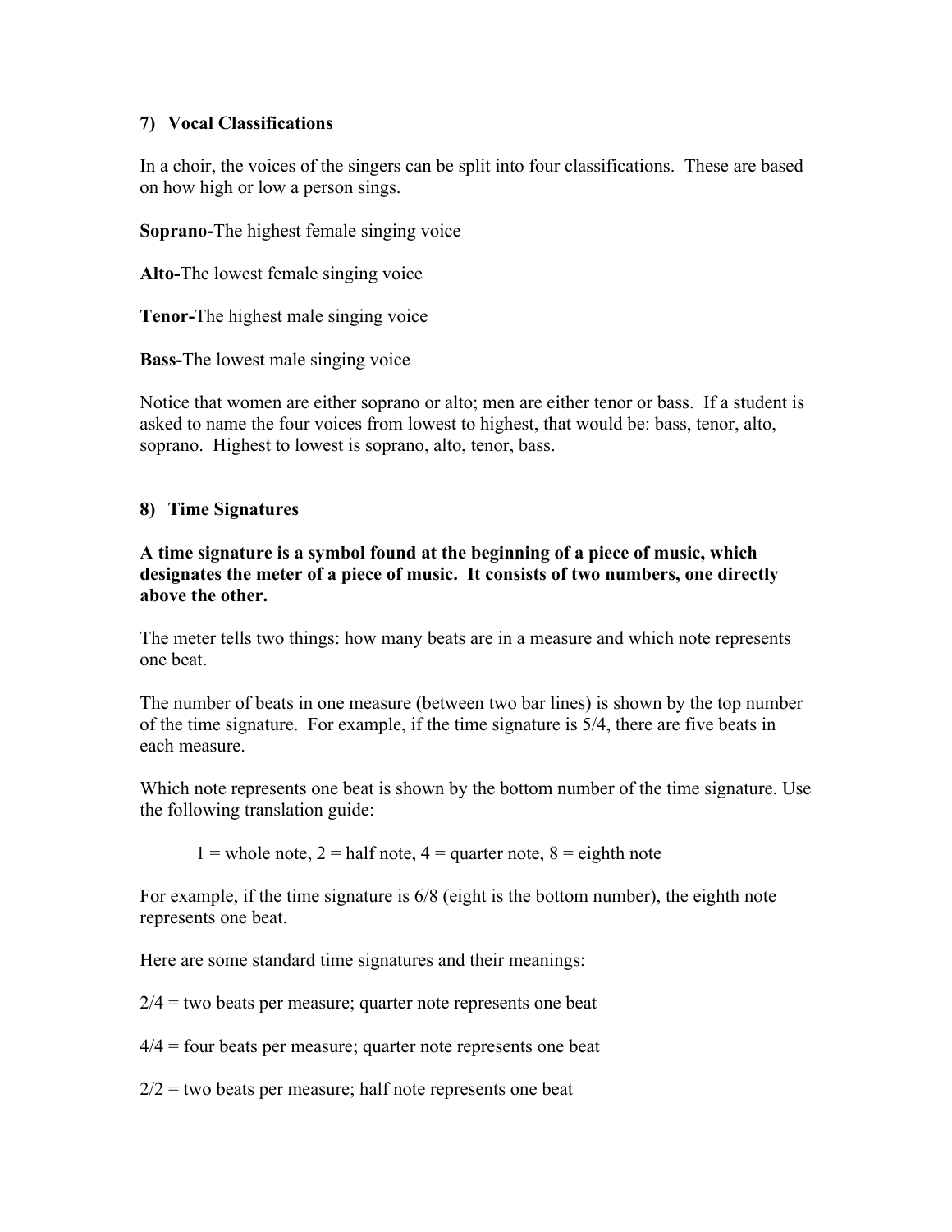### 7) Vocal Classifications

In a choir, the voices of the singers can be split into four classifications. These are based on how high or low a person sings.

**Soprano-**The highest female singing voice

**Alto-**The lowest female singing voice

**Tenor-**The highest male singing voice

**Bass-**The lowest male singing voice

Notice that women are either soprano or alto; men are either tenor or bass. If a student is asked to name the four voices from lowest to highest, that would be: bass, tenor, alto, soprano. Highest to lowest is soprano, alto, tenor, bass.

### 8) Time Signatures

**A time signature is a symbol found at the beginning of a piece of music, which designates the meter of a piece of music. It consists of two numbers, one directly above the other.**

The meter tells two things: how many beats are in a measure and which note represents one beat.

The number of beats in one measure (between two bar lines) is shown by the top number of the time signature. For example, if the time signature is 5/4, there are five beats in each measure.

Which note represents one beat is shown by the bottom number of the time signature. Use the following translation guide:

> 1 = whole note, 2 = half note, 4 = quarter note, 8 = eighth note

For example, if the time signature is 6/8 (eight is the bottom number), the eighth note represents one beat.

Here are some standard time signatures and their meanings:

2/4 = two beats per measure; quarter note represents one beat

4/4 = four beats per measure; quarter note represents one beat

2/2 = two beats per measure; half note represents one beat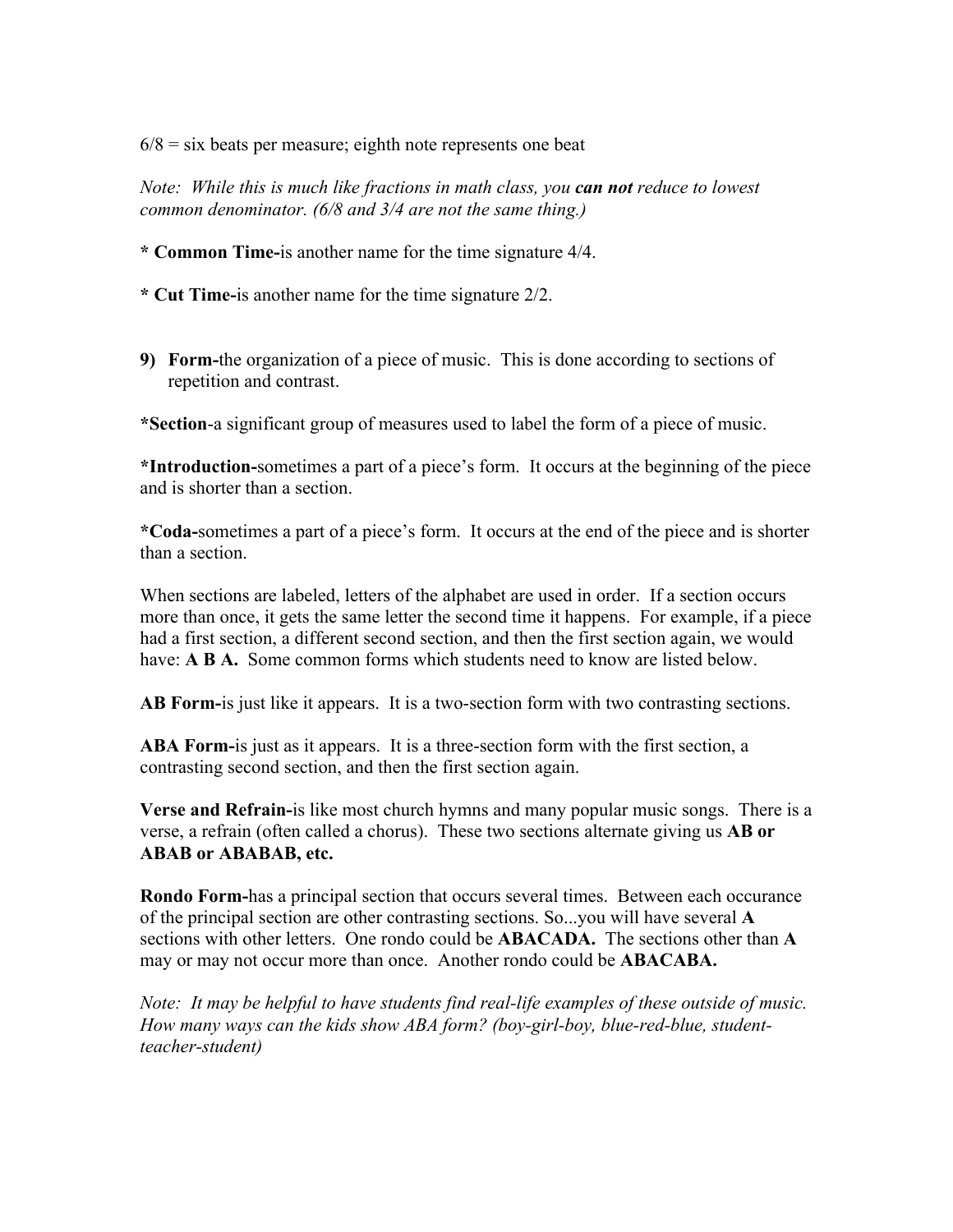6/8 = six beats per measure; eighth note represents one beat

*Note: While this is much like fractions in math class, you **can not** reduce to lowest common denominator. (6/8 and 3/4 are not the same thing.)*

**\* Common Time-**is another name for the time signature 4/4.

**\* Cut Time-**is another name for the time signature 2/2.

9) **Form-**the organization of a piece of music. This is done according to sections of repetition and contrast.

**\*Section**-a significant group of measures used to label the form of a piece of music.

**\*Introduction-**sometimes a part of a piece's form. It occurs at the beginning of the piece and is shorter than a section.

**\*Coda-**sometimes a part of a piece's form. It occurs at the end of the piece and is shorter than a section.

When sections are labeled, letters of the alphabet are used in order. If a section occurs more than once, it gets the same letter the second time it happens. For example, if a piece had a first section, a different second section, and then the first section again, we would have: **A B A.** Some common forms which students need to know are listed below.

**AB Form-**is just like it appears. It is a two-section form with two contrasting sections.

**ABA Form-**is just as it appears. It is a three-section form with the first section, a contrasting second section, and then the first section again.

**Verse and Refrain-**is like most church hymns and many popular music songs. There is a verse, a refrain (often called a chorus). These two sections alternate giving us **AB or ABAB or ABABAB, etc.**

**Rondo Form-**has a principal section that occurs several times. Between each occurance of the principal section are other contrasting sections. So...you will have several **A** sections with other letters. One rondo could be **ABACADA.** The sections other than **A** may or may not occur more than once. Another rondo could be **ABACABA.**

*Note: It may be helpful to have students find real-life examples of these outside of music. How many ways can the kids show ABA form? (boy-girl-boy, blue-red-blue, student-teacher-student)*